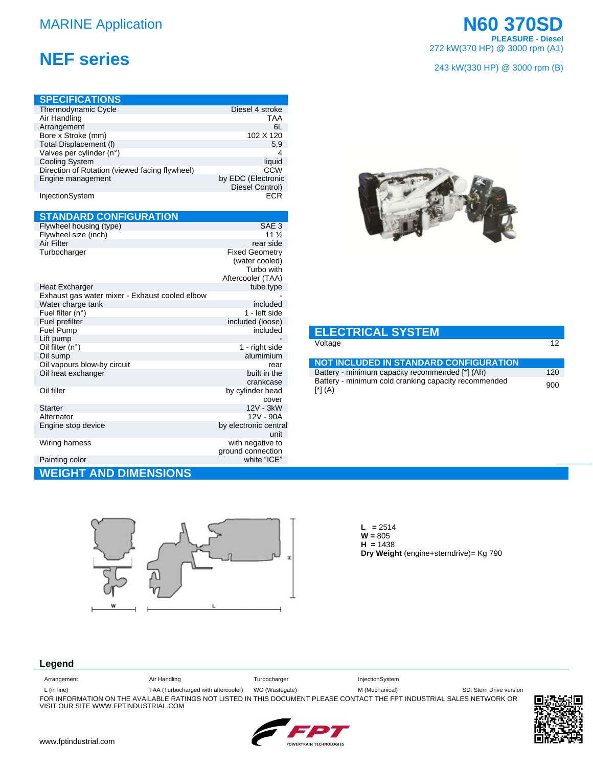# MARINE Application

# NEF series

## N60 370SD

**PLEASURE - Diesel**

272 kW(370 HP) @ 3000 rpm (A1)

243 kW(330 HP) @ 3000 rpm (B)

## SPECIFICATIONS

| | |
|---|---|
| Thermodynamic Cycle | Diesel 4 stroke |
| Air Handling | TAA |
| Arrangement | 6L |
| Bore x Stroke (mm) | 102 X 120 |
| Total Displacement (l) | 5,9 |
| Valves per cylinder (n°) | 4 |
| Cooling System | liquid |
| Direction of Rotation (viewed facing flywheel) | CCW |
| Engine management | by EDC (Electronic Diesel Control) |
| InjectionSystem | ECR |

## STANDARD CONFIGURATION

| | |
|---|---|
| Flywheel housing (type) | SAE 3 |
| Flywheel size (inch) | 11 ½ |
| Air Filter | rear side |
| Turbocharger | Fixed Geometry (water cooled) Turbo with Aftercooler (TAA) |
| Heat Excharger | tube type |
| Exhaust gas water mixer - Exhaust cooled elbow | - |
| Water charge tank | included |
| Fuel filter (n°) | 1 - left side |
| Fuel prefilter | included (loose) |
| Fuel Pump | included |
| Lift pump | - |
| Oil filter (n°) | 1 - right side |
| Oil sump | alumimium |
| Oil vapours blow-by circuit | rear |
| Oil heat exchanger | built in the crankcase |
| Oil filler | by cylinder head cover |
| Starter | 12V - 3kW |
| Alternator | 12V - 90A |
| Engine stop device | by electronic central unit |
| Wiring harness | with negative to ground connection |
| Painting color | white "ICE" |

## ELECTRICAL SYSTEM

| | |
|---|---|
| Voltage | 12 |

### NOT INCLUDED IN STANDARD CONFIGURATION

| | |
|---|---|
| Battery - minimum capacity recommended [*] (Ah) | 120 |
| Battery - minimum cold cranking capacity recommended [*] (A) | 900 |

## WEIGHT AND DIMENSIONS

**L** = 2514
**W** = 805
**H** = 1438
**Dry Weight** (engine+sterndrive)= Kg 790

### Legend

| Arrangement | Air Handling | Turbocharger | InjectionSystem | |
|---|---|---|---|---|
| L (in line) | TAA (Turbocharged with aftercooler) | WG (Wastegate) | M (Mechanical) | SD: Stern Drive version |

FOR INFORMATION ON THE AVAILABLE RATINGS NOT LISTED IN THIS DOCUMENT PLEASE CONTACT THE FPT INDUSTRIAL SALES NETWORK OR VISIT OUR SITE WWW.FPTINDUSTRIAL.COM

www.fptindustrial.com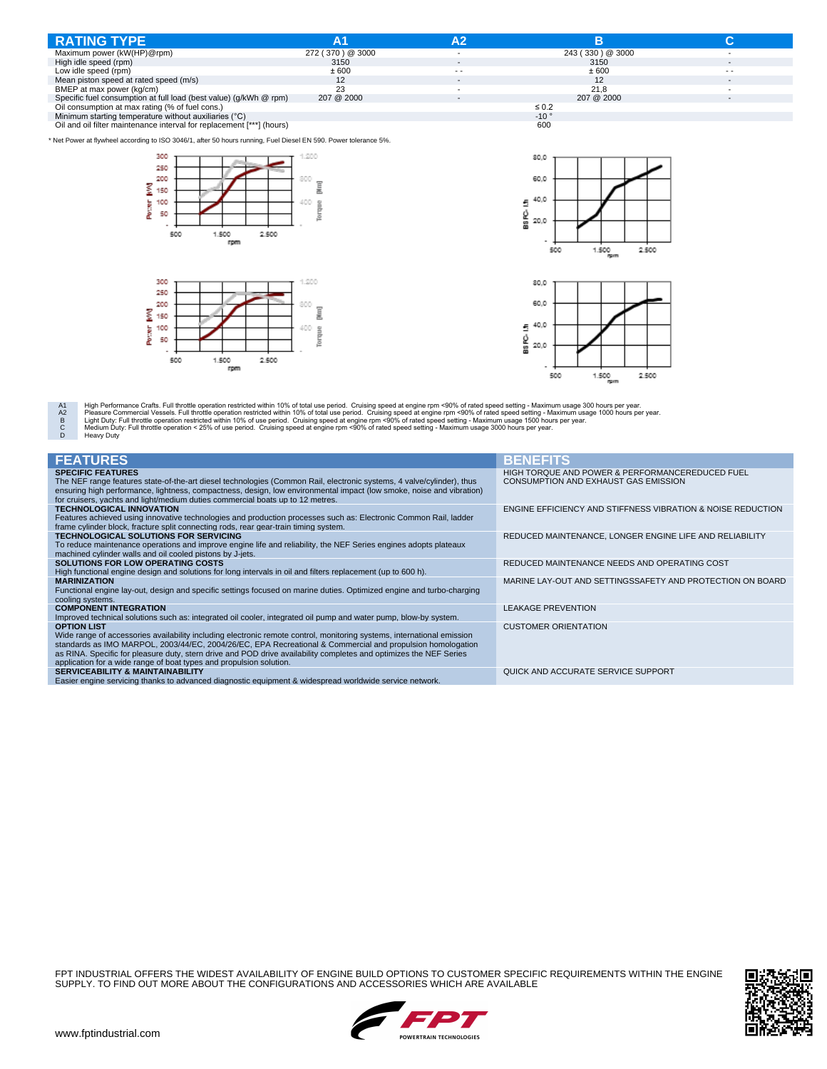| RATING TYPE | A1 | A2 | B | C |
| --- | --- | --- | --- | --- |
| Maximum power (kW(HP)@rpm) | 272 ( 370 ) @ 3000 | - | 243 ( 330 ) @ 3000 | - |
| High idle speed (rpm) | 3150 | - | 3150 | - |
| Low idle speed (rpm) | ± 600 | - - | ± 600 | - - |
| Mean piston speed at rated speed (m/s) | 12 | - | 12 | - |
| BMEP at max power (kg/cm) | 23 | - | 21,8 | - |
| Specific fuel consumption at full load (best value) (g/kWh @ rpm) | 207 @ 2000 | - | 207 @ 2000 | - |
| Oil consumption at max rating (% of fuel cons.) | | ≤ 0.2 | | |
| Minimum starting temperature without auxiliaries (°C) | | -10 ° | | |
| Oil and oil filter maintenance interval for replacement [***] (hours) | | 600 | | |

* Net Power at flywheel according to ISO 3046/1, after 50 hours running, Fuel Diesel EN 590. Power tolerance 5%.

300
250
200
150
100
50
-
Power [kW]
1.200
800
400
-
Torque [Nm]
500 1.500 2.500
rpm

80,0
60,0
40,0
20,0
-
BSFC- l/h
500 1.500 2.500
rpm

300
250
200
150
100
50
-
Power [kW]
1.200
800
400
-
Torque [Nm]
500 1.500 2.500
rpm

80,0
60,0
40,0
20,0
-
BSFC- l/h
500 1.500 2.500
rpm

A1 High Performance Crafts. Full throttle operation restricted within 10% of total use period. Cruising speed at engine rpm <90% of rated speed setting - Maximum usage 300 hours per year.
A2 Pleasure Commercial Vessels. Full throttle operation restricted within 10% of total use period. Cruising speed at engine rpm <90% of rated speed setting - Maximum usage 1000 hours per year.
B Light Duty: Full throttle operation restricted within 10% of use period. Cruising speed at engine rpm <90% of rated speed setting - Maximum usage 1500 hours per year.
C Medium Duty: Full throttle operation < 25% of use period. Cruising speed at engine rpm <90% of rated speed setting - Maximum usage 3000 hours per year.
D Heavy Duty

| FEATURES | BENEFITS |
| --- | --- |
| **SPECIFIC FEATURES**<br>The NEF range features state-of-the-art diesel technologies (Common Rail, electronic systems, 4 valve/cylinder), thus ensuring high performance, lightness, compactness, design, low environmental impact (low smoke, noise and vibration) for cruisers, yachts and light/medium duties commercial boats up to 12 metres. | HIGH TORQUE AND POWER & PERFORMANCEREDUCED FUEL CONSUMPTION AND EXHAUST GAS EMISSION |
| **TECHNOLOGICAL INNOVATION**<br>Features achieved using innovative technologies and production processes such as: Electronic Common Rail, ladder frame cylinder block, fracture split connecting rods, rear gear-train timing system. | ENGINE EFFICIENCY AND STIFFNESS VIBRATION & NOISE REDUCTION |
| **TECHNOLOGICAL SOLUTIONS FOR SERVICING**<br>To reduce maintenance operations and improve engine life and reliability, the NEF Series engines adopts plateaux machined cylinder walls and oil cooled pistons by J-jets. | REDUCED MAINTENANCE, LONGER ENGINE LIFE AND RELIABILITY |
| **SOLUTIONS FOR LOW OPERATING COSTS**<br>High functional engine design and solutions for long intervals in oil and filters replacement (up to 600 h). | REDUCED MAINTENANCE NEEDS AND OPERATING COST |
| **MARINIZATION**<br>Functional engine lay-out, design and specific settings focused on marine duties. Optimized engine and turbo-charging cooling systems. | MARINE LAY-OUT AND SETTINGSSAFETY AND PROTECTION ON BOARD |
| **COMPONENT INTEGRATION**<br>Improved technical solutions such as: integrated oil cooler, integrated oil pump and water pump, blow-by system. | LEAKAGE PREVENTION |
| **OPTION LIST**<br>Wide range of accessories availability including electronic remote control, monitoring systems, international emission standards as IMO MARPOL, 2003/44/EC, 2004/26/EC, EPA Recreational & Commercial and propulsion homologation as RINA. Specific for pleasure duty, stern drive and POD drive availability completes and optimizes the NEF Series application for a wide range of boat types and propulsion solution. | CUSTOMER ORIENTATION |
| **SERVICEABILITY & MAINTAINABILITY**<br>Easier engine servicing thanks to advanced diagnostic equipment & widespread worldwide service network. | QUICK AND ACCURATE SERVICE SUPPORT |

FPT INDUSTRIAL OFFERS THE WIDEST AVAILABILITY OF ENGINE BUILD OPTIONS TO CUSTOMER SPECIFIC REQUIREMENTS WITHIN THE ENGINE SUPPLY. TO FIND OUT MORE ABOUT THE CONFIGURATIONS AND ACCESSORIES WHICH ARE AVAILABLE

FPT POWERTRAIN TECHNOLOGIES

www.fptindustrial.com